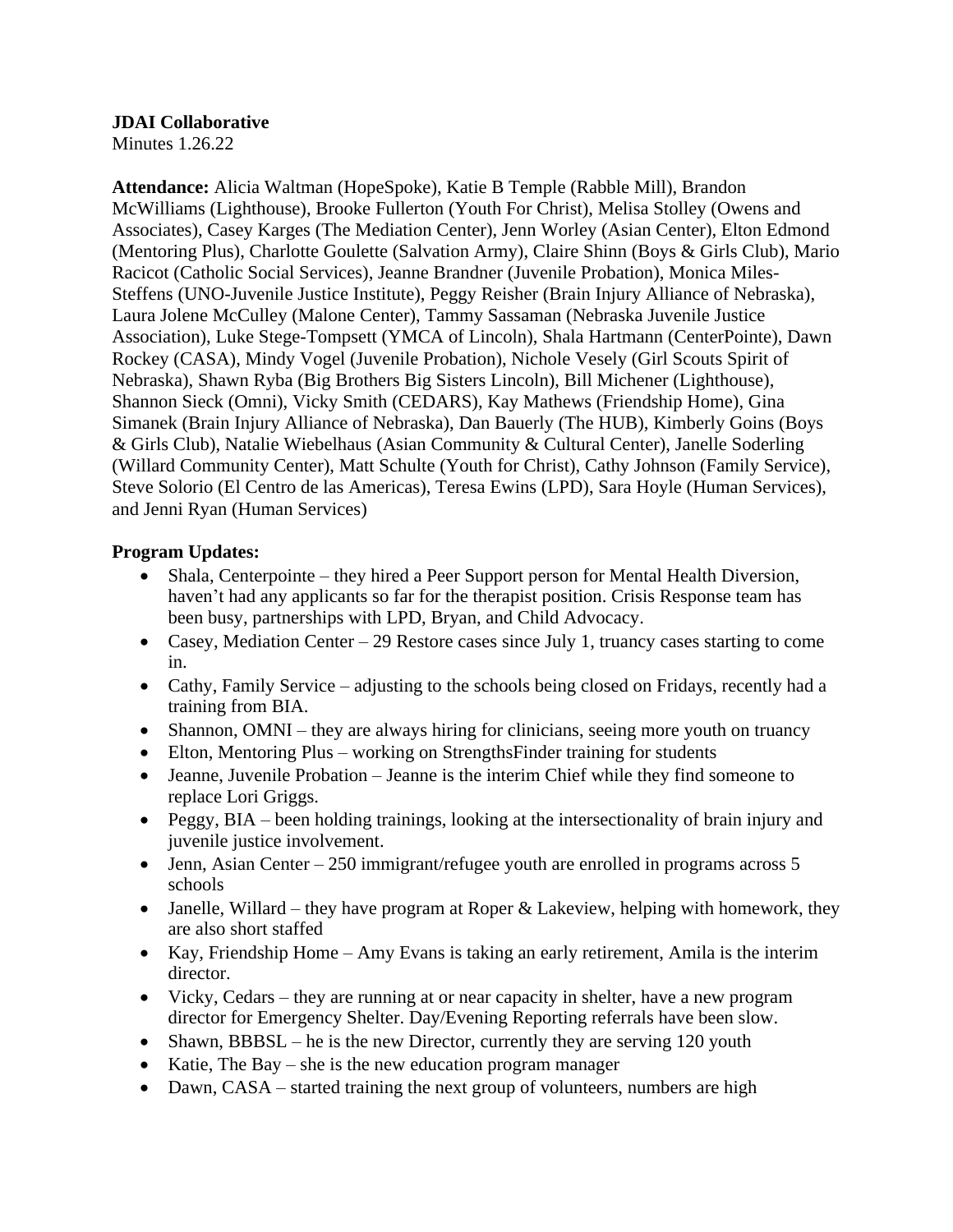**JDAI Collaborative**

Minutes 1.26.22

**Attendance:** Alicia Waltman (HopeSpoke), Katie B Temple (Rabble Mill), Brandon McWilliams (Lighthouse), Brooke Fullerton (Youth For Christ), Melisa Stolley (Owens and Associates), Casey Karges (The Mediation Center), Jenn Worley (Asian Center), Elton Edmond (Mentoring Plus), Charlotte Goulette (Salvation Army), Claire Shinn (Boys & Girls Club), Mario Racicot (Catholic Social Services), Jeanne Brandner (Juvenile Probation), Monica Miles-Steffens (UNO-Juvenile Justice Institute), Peggy Reisher (Brain Injury Alliance of Nebraska), Laura Jolene McCulley (Malone Center), Tammy Sassaman (Nebraska Juvenile Justice Association), Luke Stege-Tompsett (YMCA of Lincoln), Shala Hartmann (CenterPointe), Dawn Rockey (CASA), Mindy Vogel (Juvenile Probation), Nichole Vesely (Girl Scouts Spirit of Nebraska), Shawn Ryba (Big Brothers Big Sisters Lincoln), Bill Michener (Lighthouse), Shannon Sieck (Omni), Vicky Smith (CEDARS), Kay Mathews (Friendship Home), Gina Simanek (Brain Injury Alliance of Nebraska), Dan Bauerly (The HUB), Kimberly Goins (Boys & Girls Club), Natalie Wiebelhaus (Asian Community & Cultural Center), Janelle Soderling (Willard Community Center), Matt Schulte (Youth for Christ), Cathy Johnson (Family Service), Steve Solorio (El Centro de las Americas), Teresa Ewins (LPD), Sara Hoyle (Human Services), and Jenni Ryan (Human Services)

**Program Updates:**

- Shala, Centerpointe – they hired a Peer Support person for Mental Health Diversion, haven't had any applicants so far for the therapist position. Crisis Response team has been busy, partnerships with LPD, Bryan, and Child Advocacy.
- Casey, Mediation Center – 29 Restore cases since July 1, truancy cases starting to come in.
- Cathy, Family Service – adjusting to the schools being closed on Fridays, recently had a training from BIA.
- Shannon, OMNI – they are always hiring for clinicians, seeing more youth on truancy
- Elton, Mentoring Plus – working on StrengthsFinder training for students
- Jeanne, Juvenile Probation – Jeanne is the interim Chief while they find someone to replace Lori Griggs.
- Peggy, BIA – been holding trainings, looking at the intersectionality of brain injury and juvenile justice involvement.
- Jenn, Asian Center – 250 immigrant/refugee youth are enrolled in programs across 5 schools
- Janelle, Willard – they have program at Roper & Lakeview, helping with homework, they are also short staffed
- Kay, Friendship Home – Amy Evans is taking an early retirement, Amila is the interim director.
- Vicky, Cedars – they are running at or near capacity in shelter, have a new program director for Emergency Shelter. Day/Evening Reporting referrals have been slow.
- Shawn, BBBSL – he is the new Director, currently they are serving 120 youth
- Katie, The Bay – she is the new education program manager
- Dawn, CASA – started training the next group of volunteers, numbers are high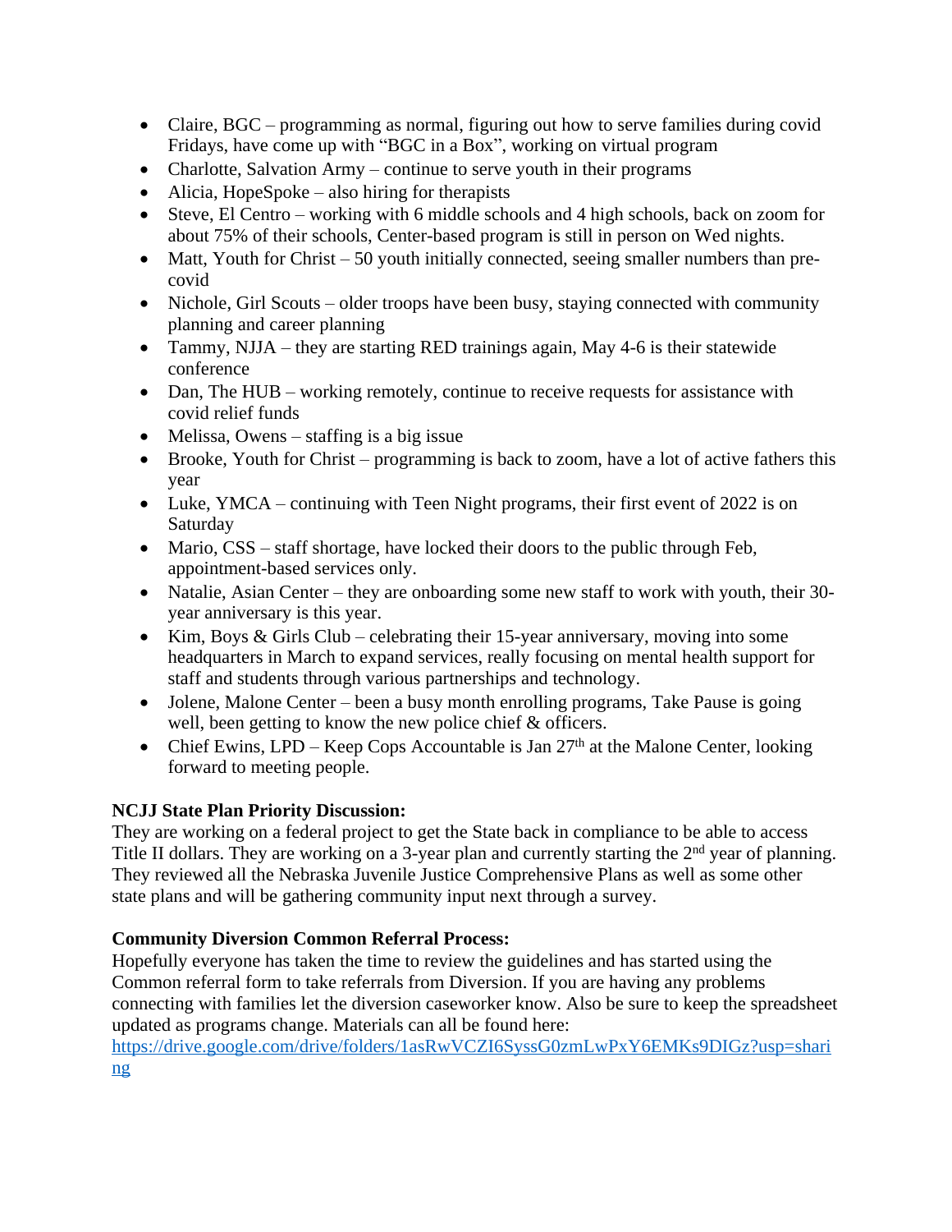- Claire, BGC – programming as normal, figuring out how to serve families during covid Fridays, have come up with "BGC in a Box", working on virtual program
- Charlotte, Salvation Army – continue to serve youth in their programs
- Alicia, HopeSpoke – also hiring for therapists
- Steve, El Centro – working with 6 middle schools and 4 high schools, back on zoom for about 75% of their schools, Center-based program is still in person on Wed nights.
- Matt, Youth for Christ – 50 youth initially connected, seeing smaller numbers than pre-covid
- Nichole, Girl Scouts – older troops have been busy, staying connected with community planning and career planning
- Tammy, NJJA – they are starting RED trainings again, May 4-6 is their statewide conference
- Dan, The HUB – working remotely, continue to receive requests for assistance with covid relief funds
- Melissa, Owens – staffing is a big issue
- Brooke, Youth for Christ – programming is back to zoom, have a lot of active fathers this year
- Luke, YMCA – continuing with Teen Night programs, their first event of 2022 is on Saturday
- Mario, CSS – staff shortage, have locked their doors to the public through Feb, appointment-based services only.
- Natalie, Asian Center – they are onboarding some new staff to work with youth, their 30-year anniversary is this year.
- Kim, Boys & Girls Club – celebrating their 15-year anniversary, moving into some headquarters in March to expand services, really focusing on mental health support for staff and students through various partnerships and technology.
- Jolene, Malone Center – been a busy month enrolling programs, Take Pause is going well, been getting to know the new police chief & officers.
- Chief Ewins, LPD – Keep Cops Accountable is Jan 27th at the Malone Center, looking forward to meeting people.

**NCJJ State Plan Priority Discussion:**
They are working on a federal project to get the State back in compliance to be able to access Title II dollars. They are working on a 3-year plan and currently starting the 2nd year of planning. They reviewed all the Nebraska Juvenile Justice Comprehensive Plans as well as some other state plans and will be gathering community input next through a survey.

**Community Diversion Common Referral Process:**
Hopefully everyone has taken the time to review the guidelines and has started using the Common referral form to take referrals from Diversion. If you are having any problems connecting with families let the diversion caseworker know. Also be sure to keep the spreadsheet updated as programs change. Materials can all be found here: https://drive.google.com/drive/folders/1asRwVCZI6SyssG0zmLwPxY6EMKs9DIGz?usp=sharing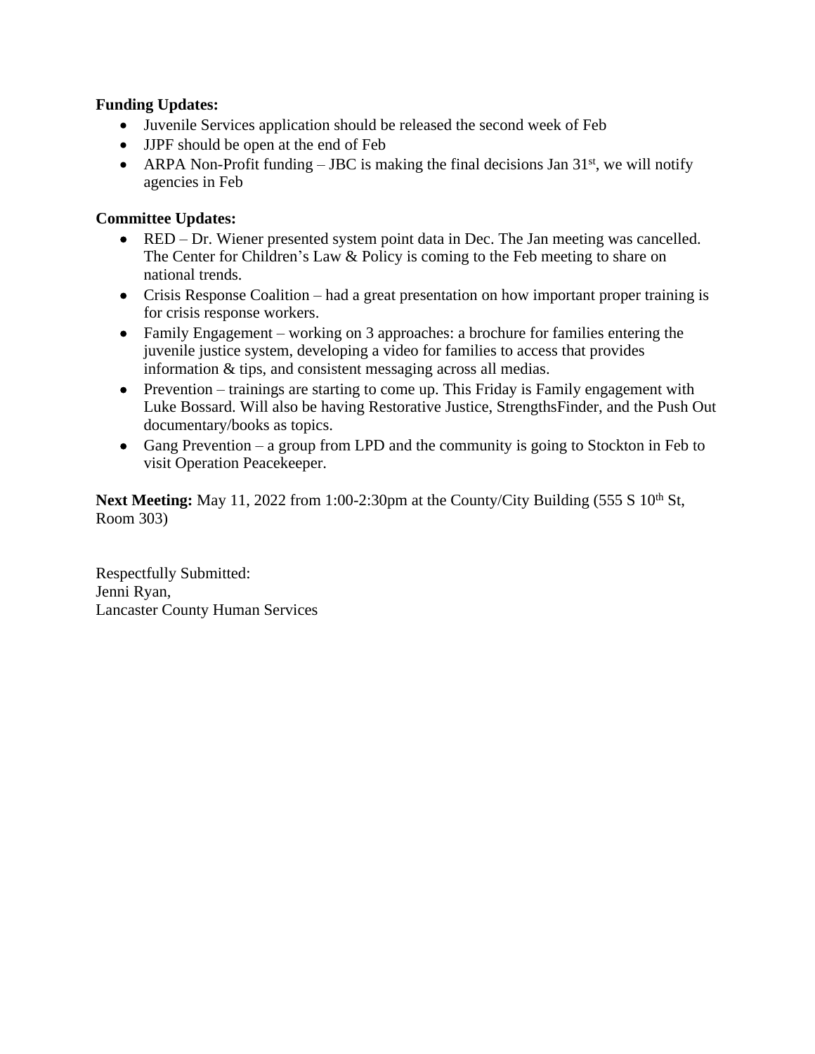**Funding Updates:**

- Juvenile Services application should be released the second week of Feb
- JJPF should be open at the end of Feb
- ARPA Non-Profit funding – JBC is making the final decisions Jan 31st, we will notify agencies in Feb

**Committee Updates:**

- RED – Dr. Wiener presented system point data in Dec. The Jan meeting was cancelled. The Center for Children's Law & Policy is coming to the Feb meeting to share on national trends.
- Crisis Response Coalition – had a great presentation on how important proper training is for crisis response workers.
- Family Engagement – working on 3 approaches: a brochure for families entering the juvenile justice system, developing a video for families to access that provides information & tips, and consistent messaging across all medias.
- Prevention – trainings are starting to come up. This Friday is Family engagement with Luke Bossard. Will also be having Restorative Justice, StrengthsFinder, and the Push Out documentary/books as topics.
- Gang Prevention – a group from LPD and the community is going to Stockton in Feb to visit Operation Peacekeeper.

**Next Meeting:** May 11, 2022 from 1:00-2:30pm at the County/City Building (555 S 10th St, Room 303)

Respectfully Submitted:
Jenni Ryan,
Lancaster County Human Services